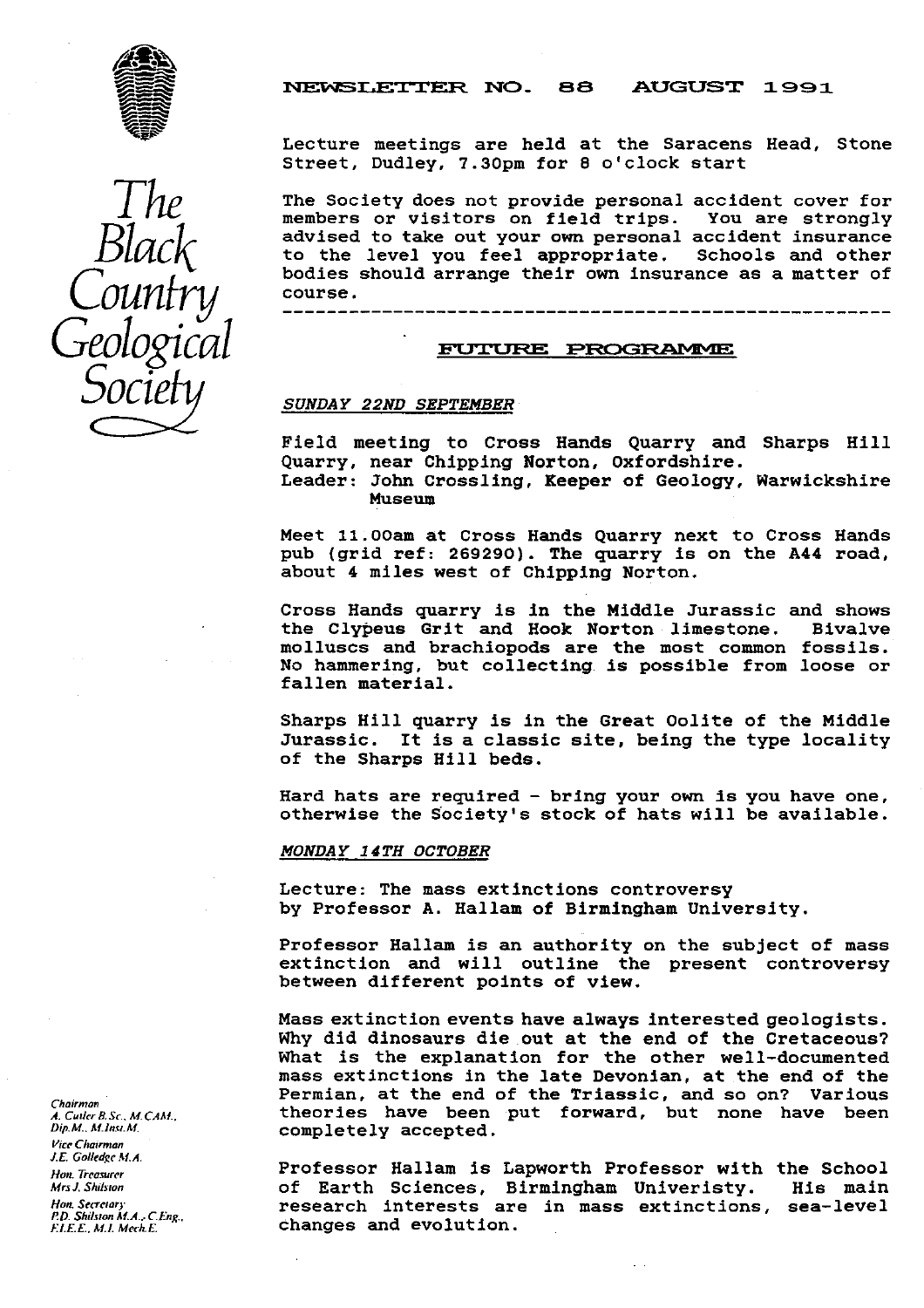# The Black Country Geological Society

## NEWSLETTER NO. 88 AUGUST 1991

Lecture meetings are held at the Saracens Head, Stone Street, Dudley, 7.30pm for 8 o'clock start

The Society does not provide personal accident cover for members or visitors on field trips. You are strongly advised to take out your own personal accident insurance to the level you feel appropriate. Schools and other bodies should arrange their own insurance as a matter of course.

---

## FUTURE PROGRAMME

*SUNDAY 22ND SEPTEMBER*

Field meeting to Cross Hands Quarry and Sharps Hill Quarry, near Chipping Norton, Oxfordshire.
Leader: John Crossling, Keeper of Geology, Warwickshire Museum

Meet 11.00am at Cross Hands Quarry next to Cross Hands pub (grid ref: 269290). The quarry is on the A44 road, about 4 miles west of Chipping Norton.

Cross Hands quarry is in the Middle Jurassic and shows the Clypeus Grit and Hook Norton limestone. Bivalve molluscs and brachiopods are the most common fossils. No hammering, but collecting is possible from loose or fallen material.

Sharps Hill quarry is in the Great Oolite of the Middle Jurassic. It is a classic site, being the type locality of the Sharps Hill beds.

Hard hats are required - bring your own is you have one, otherwise the Society's stock of hats will be available.

*MONDAY 14TH OCTOBER*

Lecture: The mass extinctions controversy
by Professor A. Hallam of Birmingham University.

Professor Hallam is an authority on the subject of mass extinction and will outline the present controversy between different points of view.

Mass extinction events have always interested geologists. Why did dinosaurs die out at the end of the Cretaceous? What is the explanation for the other well-documented mass extinctions in the late Devonian, at the end of the Permian, at the end of the Triassic, and so on? Various theories have been put forward, but none have been completely accepted.

Professor Hallam is Lapworth Professor with the School of Earth Sciences, Birmingham Univeristy. His main research interests are in mass extinctions, sea-level changes and evolution.

*Chairman*
A. Cutler B.Sc., M.CAM., Dip.M., M.Inst.M.
*Vice Chairman*
J.E. Golledge M.A.
*Hon. Treasurer*
Mrs J. Shilston
*Hon. Secretary*
P.D. Shilston M.A., C.Eng., F.I.E.E., M.I. Mech.E.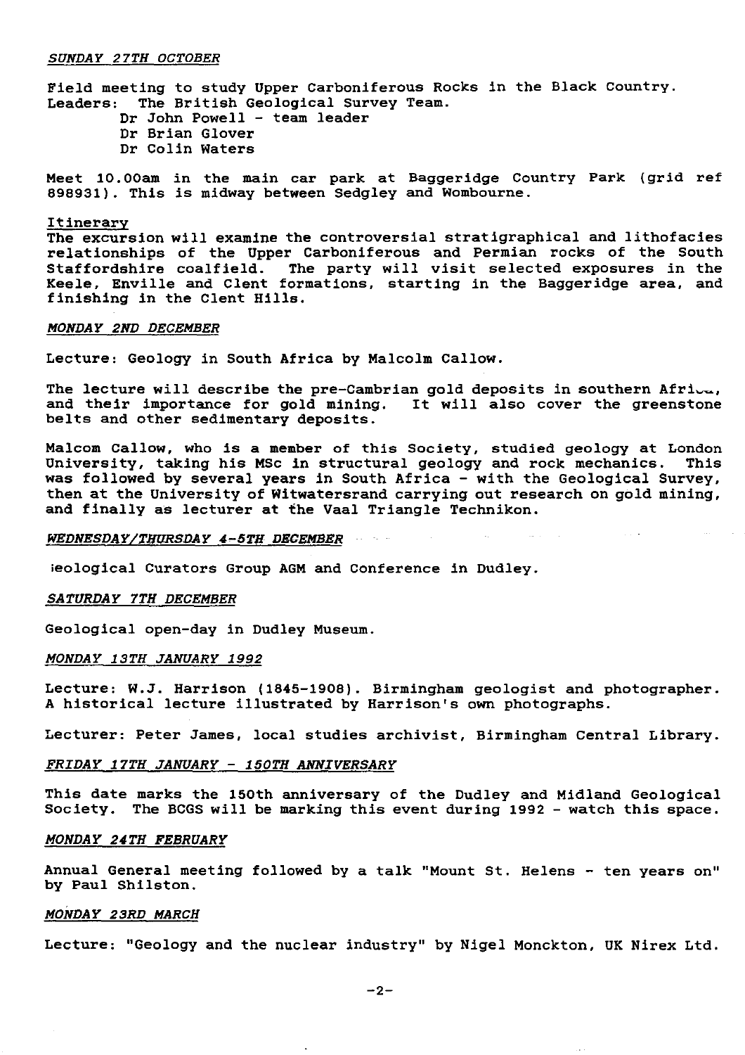*SUNDAY 27TH OCTOBER*

Field meeting to study Upper Carboniferous Rocks in the Black Country.
Leaders: The British Geological Survey Team.
Dr John Powell - team leader
Dr Brian Glover
Dr Colin Waters

Meet 10.00am in the main car park at Baggeridge Country Park (grid ref 898931). This is midway between Sedgley and Wombourne.

Itinerary
The excursion will examine the controversial stratigraphical and lithofacies relationships of the Upper Carboniferous and Permian rocks of the South Staffordshire coalfield. The party will visit selected exposures in the Keele, Enville and Clent formations, starting in the Baggeridge area, and finishing in the Clent Hills.

*MONDAY 2ND DECEMBER*

Lecture: Geology in South Africa by Malcolm Callow.

The lecture will describe the pre-Cambrian gold deposits in southern Africa, and their importance for gold mining. It will also cover the greenstone belts and other sedimentary deposits.

Malcom Callow, who is a member of this Society, studied geology at London University, taking his MSc in structural geology and rock mechanics. This was followed by several years in South Africa - with the Geological Survey, then at the University of Witwatersrand carrying out research on gold mining, and finally as lecturer at the Vaal Triangle Technikon.

*WEDNESDAY/THURSDAY 4-5TH DECEMBER*

Geological Curators Group AGM and Conference in Dudley.

*SATURDAY 7TH DECEMBER*

Geological open-day in Dudley Museum.

*MONDAY 13TH JANUARY 1992*

Lecture: W.J. Harrison (1845-1908). Birmingham geologist and photographer. A historical lecture illustrated by Harrison's own photographs.

Lecturer: Peter James, local studies archivist, Birmingham Central Library.

*FRIDAY 17TH JANUARY - 150TH ANNIVERSARY*

This date marks the 150th anniversary of the Dudley and Midland Geological Society. The BCGS will be marking this event during 1992 - watch this space.

*MONDAY 24TH FEBRUARY*

Annual General meeting followed by a talk "Mount St. Helens - ten years on" by Paul Shilston.

*MONDAY 23RD MARCH*

Lecture: "Geology and the nuclear industry" by Nigel Monckton, UK Nirex Ltd.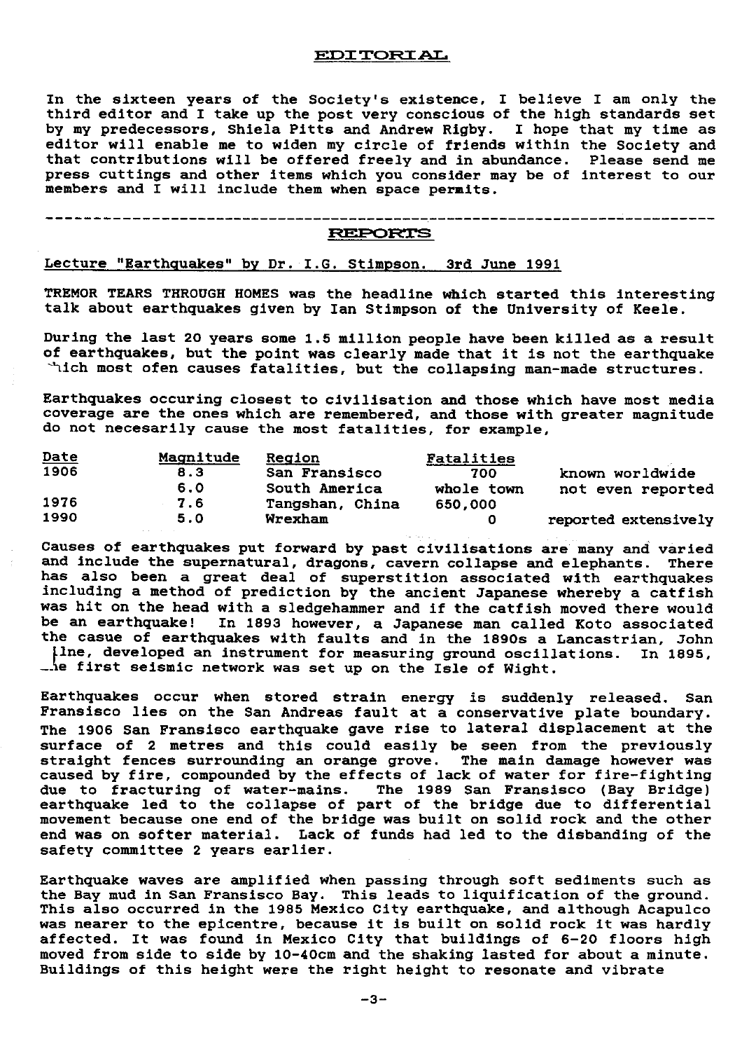## EDITORIAL

In the sixteen years of the Society's existence, I believe I am only the third editor and I take up the post very conscious of the high standards set by my predecessors, Shiela Pitts and Andrew Rigby. I hope that my time as editor will enable me to widen my circle of friends within the Society and that contributions will be offered freely and in abundance. Please send me press cuttings and other items which you consider may be of interest to our members and I will include them when space permits.

---

## REPORTS

Lecture "Earthquakes" by Dr. I.G. Stimpson. 3rd June 1991

TREMOR TEARS THROUGH HOMES was the headline which started this interesting talk about earthquakes given by Ian Stimpson of the University of Keele.

During the last 20 years some 1.5 million people have been killed as a result of earthquakes, but the point was clearly made that it is not the earthquake which most ofen causes fatalities, but the collapsing man-made structures.

Earthquakes occuring closest to civilisation and those which have most media coverage are the ones which are remembered, and those with greater magnitude do not necesarily cause the most fatalities, for example,

| Date | Magnitude | Region | Fatalities | |
|---|---|---|---|---|
| 1906 | 8.3 | San Fransisco | 700 | known worldwide |
| | 6.0 | South America | whole town | not even reported |
| 1976 | 7.6 | Tangshan, China | 650,000 | |
| 1990 | 5.0 | Wrexham | 0 | reported extensively |

Causes of earthquakes put forward by past civilisations are many and varied and include the supernatural, dragons, cavern collapse and elephants. There has also been a great deal of superstition associated with earthquakes including a method of prediction by the ancient Japanese whereby a catfish was hit on the head with a sledgehammer and if the catfish moved there would be an earthquake! In 1893 however, a Japanese man called Koto associated the casue of earthquakes with faults and in the 1890s a Lancastrian, John Milne, developed an instrument for measuring ground oscillations. In 1895, the first seismic network was set up on the Isle of Wight.

Earthquakes occur when stored strain energy is suddenly released. San Fransisco lies on the San Andreas fault at a conservative plate boundary. The 1906 San Fransisco earthquake gave rise to lateral displacement at the surface of 2 metres and this could easily be seen from the previously straight fences surrounding an orange grove. The main damage however was caused by fire, compounded by the effects of lack of water for fire-fighting due to fracturing of water-mains. The 1989 San Fransisco (Bay Bridge) earthquake led to the collapse of part of the bridge due to differential movement because one end of the bridge was built on solid rock and the other end was on softer material. Lack of funds had led to the disbanding of the safety committee 2 years earlier.

Earthquake waves are amplified when passing through soft sediments such as the Bay mud in San Fransisco Bay. This leads to liquification of the ground. This also occurred in the 1985 Mexico City earthquake, and although Acapulco was nearer to the epicentre, because it is built on solid rock it was hardly affected. It was found in Mexico City that buildings of 6-20 floors high moved from side to side by 10-40cm and the shaking lasted for about a minute. Buildings of this height were the right height to resonate and vibrate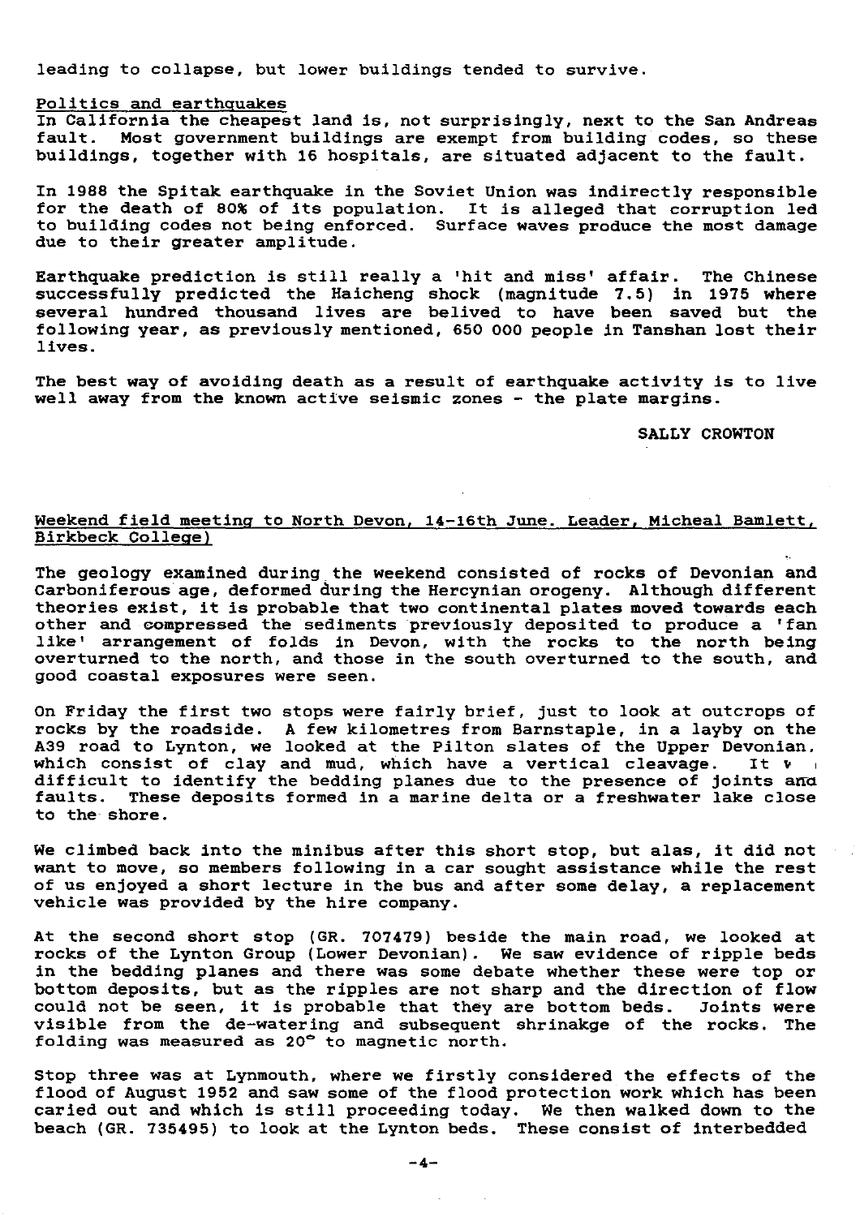leading to collapse, but lower buildings tended to survive.

## Politics and earthquakes

In California the cheapest land is, not surprisingly, next to the San Andreas fault. Most government buildings are exempt from building codes, so these buildings, together with 16 hospitals, are situated adjacent to the fault.

In 1988 the Spitak earthquake in the Soviet Union was indirectly responsible for the death of 80% of its population. It is alleged that corruption led to building codes not being enforced. Surface waves produce the most damage due to their greater amplitude.

Earthquake prediction is still really a 'hit and miss' affair. The Chinese successfully predicted the Haicheng shock (magnitude 7.5) in 1975 where several hundred thousand lives are belived to have been saved but the following year, as previously mentioned, 650 000 people in Tanshan lost their lives.

The best way of avoiding death as a result of earthquake activity is to live well away from the known active seismic zones - the plate margins.

SALLY CROWTON

## Weekend field meeting to North Devon, 14-16th June. Leader, Micheal Bamlett, Birkbeck College)

The geology examined during the weekend consisted of rocks of Devonian and Carboniferous age, deformed during the Hercynian orogeny. Although different theories exist, it is probable that two continental plates moved towards each other and compressed the sediments previously deposited to produce a 'fan like' arrangement of folds in Devon, with the rocks to the north being overturned to the north, and those in the south overturned to the south, and good coastal exposures were seen.

On Friday the first two stops were fairly brief, just to look at outcrops of rocks by the roadside. A few kilometres from Barnstaple, in a layby on the A39 road to Lynton, we looked at the Pilton slates of the Upper Devonian, which consist of clay and mud, which have a vertical cleavage. It w difficult to identify the bedding planes due to the presence of joints and faults. These deposits formed in a marine delta or a freshwater lake close to the shore.

We climbed back into the minibus after this short stop, but alas, it did not want to move, so members following in a car sought assistance while the rest of us enjoyed a short lecture in the bus and after some delay, a replacement vehicle was provided by the hire company.

At the second short stop (GR. 707479) beside the main road, we looked at rocks of the Lynton Group (Lower Devonian). We saw evidence of ripple beds in the bedding planes and there was some debate whether these were top or bottom deposits, but as the ripples are not sharp and the direction of flow could not be seen, it is probable that they are bottom beds. Joints were visible from the de-watering and subsequent shrinakge of the rocks. The folding was measured as 20° to magnetic north.

Stop three was at Lynmouth, where we firstly considered the effects of the flood of August 1952 and saw some of the flood protection work which has been caried out and which is still proceeding today. We then walked down to the beach (GR. 735495) to look at the Lynton beds. These consist of interbedded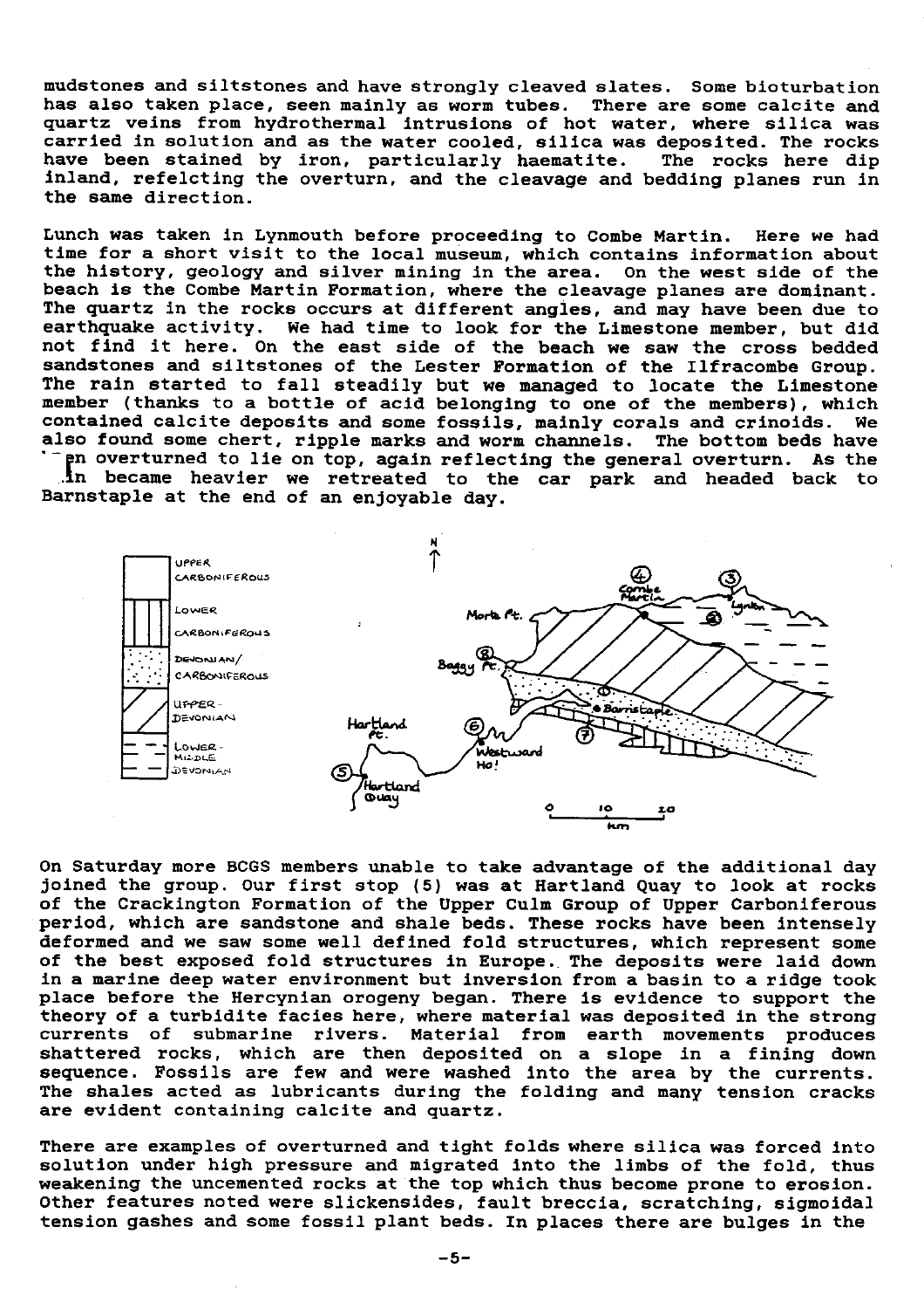mudstones and siltstones and have strongly cleaved slates. Some bioturbation has also taken place, seen mainly as worm tubes. There are some calcite and quartz veins from hydrothermal intrusions of hot water, where silica was carried in solution and as the water cooled, silica was deposited. The rocks have been stained by iron, particularly haematite. The rocks here dip inland, refelcting the overturn, and the cleavage and bedding planes run in the same direction.

Lunch was taken in Lynmouth before proceeding to Combe Martin. Here we had time for a short visit to the local museum, which contains information about the history, geology and silver mining in the area. On the west side of the beach is the Combe Martin Formation, where the cleavage planes are dominant. The quartz in the rocks occurs at different angles, and may have been due to earthquake activity. We had time to look for the Limestone member, but did not find it here. On the east side of the beach we saw the cross bedded sandstones and siltstones of the Lester Formation of the Ilfracombe Group. The rain started to fall steadily but we managed to locate the Limestone member (thanks to a bottle of acid belonging to one of the members), which contained calcite deposits and some fossils, mainly corals and crinoids. We also found some chert, ripple marks and worm channels. The bottom beds have been overturned to lie on top, again reflecting the general overturn. As the rain became heavier we retreated to the car park and headed back to Barnstaple at the end of an enjoyable day.

On Saturday more BCGS members unable to take advantage of the additional day joined the group. Our first stop (5) was at Hartland Quay to look at rocks of the Crackington Formation of the Upper Culm Group of Upper Carboniferous period, which are sandstone and shale beds. These rocks have been intensely deformed and we saw some well defined fold structures, which represent some of the best exposed fold structures in Europe. The deposits were laid down in a marine deep water environment but inversion from a basin to a ridge took place before the Hercynian orogeny began. There is evidence to support the theory of a turbidite facies here, where material was deposited in the strong currents of submarine rivers. Material from earth movements produces shattered rocks, which are then deposited on a slope in a fining down sequence. Fossils are few and were washed into the area by the currents. The shales acted as lubricants during the folding and many tension cracks are evident containing calcite and quartz.

There are examples of overturned and tight folds where silica was forced into solution under high pressure and migrated into the limbs of the fold, thus weakening the uncemented rocks at the top which thus become prone to erosion. Other features noted were slickensides, fault breccia, scratching, sigmoidal tension gashes and some fossil plant beds. In places there are bulges in the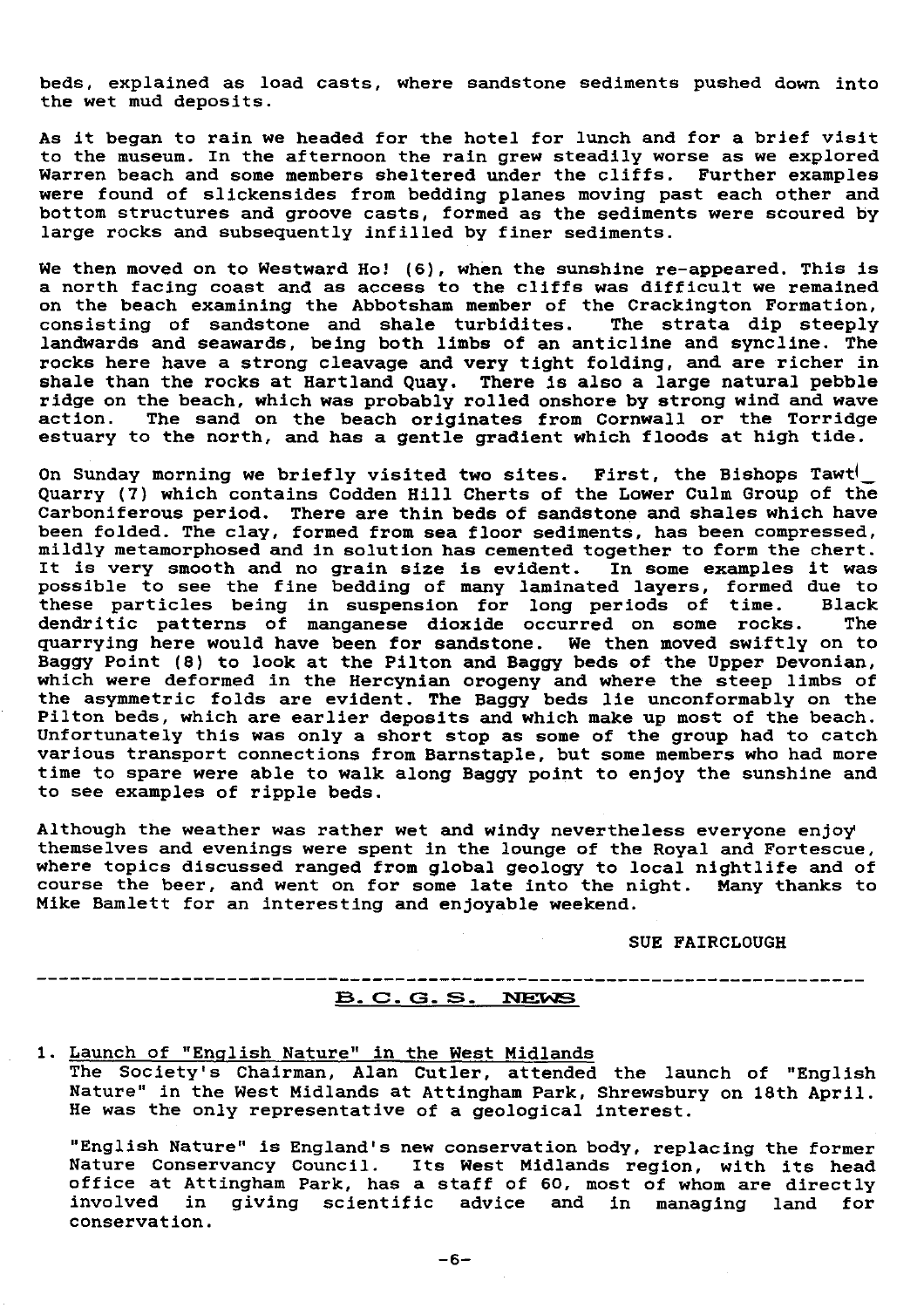beds, explained as load casts, where sandstone sediments pushed down into the wet mud deposits.

As it began to rain we headed for the hotel for lunch and for a brief visit to the museum. In the afternoon the rain grew steadily worse as we explored Warren beach and some members sheltered under the cliffs. Further examples were found of slickensides from bedding planes moving past each other and bottom structures and groove casts, formed as the sediments were scoured by large rocks and subsequently infilled by finer sediments.

We then moved on to Westward Ho! (6), when the sunshine re-appeared. This is a north facing coast and as access to the cliffs was difficult we remained on the beach examining the Abbotsham member of the Crackington Formation, consisting of sandstone and shale turbidites. The strata dip steeply landwards and seawards, being both limbs of an anticline and syncline. The rocks here have a strong cleavage and very tight folding, and are richer in shale than the rocks at Hartland Quay. There is also a large natural pebble ridge on the beach, which was probably rolled onshore by strong wind and wave action. The sand on the beach originates from Cornwall or the Torridge estuary to the north, and has a gentle gradient which floods at high tide.

On Sunday morning we briefly visited two sites. First, the Bishops Tawt(_ Quarry (7) which contains Codden Hill Cherts of the Lower Culm Group of the Carboniferous period. There are thin beds of sandstone and shales which have been folded. The clay, formed from sea floor sediments, has been compressed, mildly metamorphosed and in solution has cemented together to form the chert. It is very smooth and no grain size is evident. In some examples it was possible to see the fine bedding of many laminated layers, formed due to these particles being in suspension for long periods of time. Black dendritic patterns of manganese dioxide occurred on some rocks. The quarrying here would have been for sandstone. We then moved swiftly on to Baggy Point (8) to look at the Pilton and Baggy beds of the Upper Devonian, which were deformed in the Hercynian orogeny and where the steep limbs of the asymmetric folds are evident. The Baggy beds lie unconformably on the Pilton beds, which are earlier deposits and which make up most of the beach. Unfortunately this was only a short stop as some of the group had to catch various transport connections from Barnstaple, but some members who had more time to spare were able to walk along Baggy point to enjoy the sunshine and to see examples of ripple beds.

Although the weather was rather wet and windy nevertheless everyone enjoy' themselves and evenings were spent in the lounge of the Royal and Fortescue, where topics discussed ranged from global geology to local nightlife and of course the beer, and went on for some late into the night. Many thanks to Mike Bamlett for an interesting and enjoyable weekend.

SUE FAIRCLOUGH

---

## B. C. G. S. NEWS

1. Launch of "English Nature" in the West Midlands

   The Society's Chairman, Alan Cutler, attended the launch of "English Nature" in the West Midlands at Attingham Park, Shrewsbury on 18th April. He was the only representative of a geological interest.

   "English Nature" is England's new conservation body, replacing the former Nature Conservancy Council. Its West Midlands region, with its head office at Attingham Park, has a staff of 60, most of whom are directly involved in giving scientific advice and in managing land for conservation.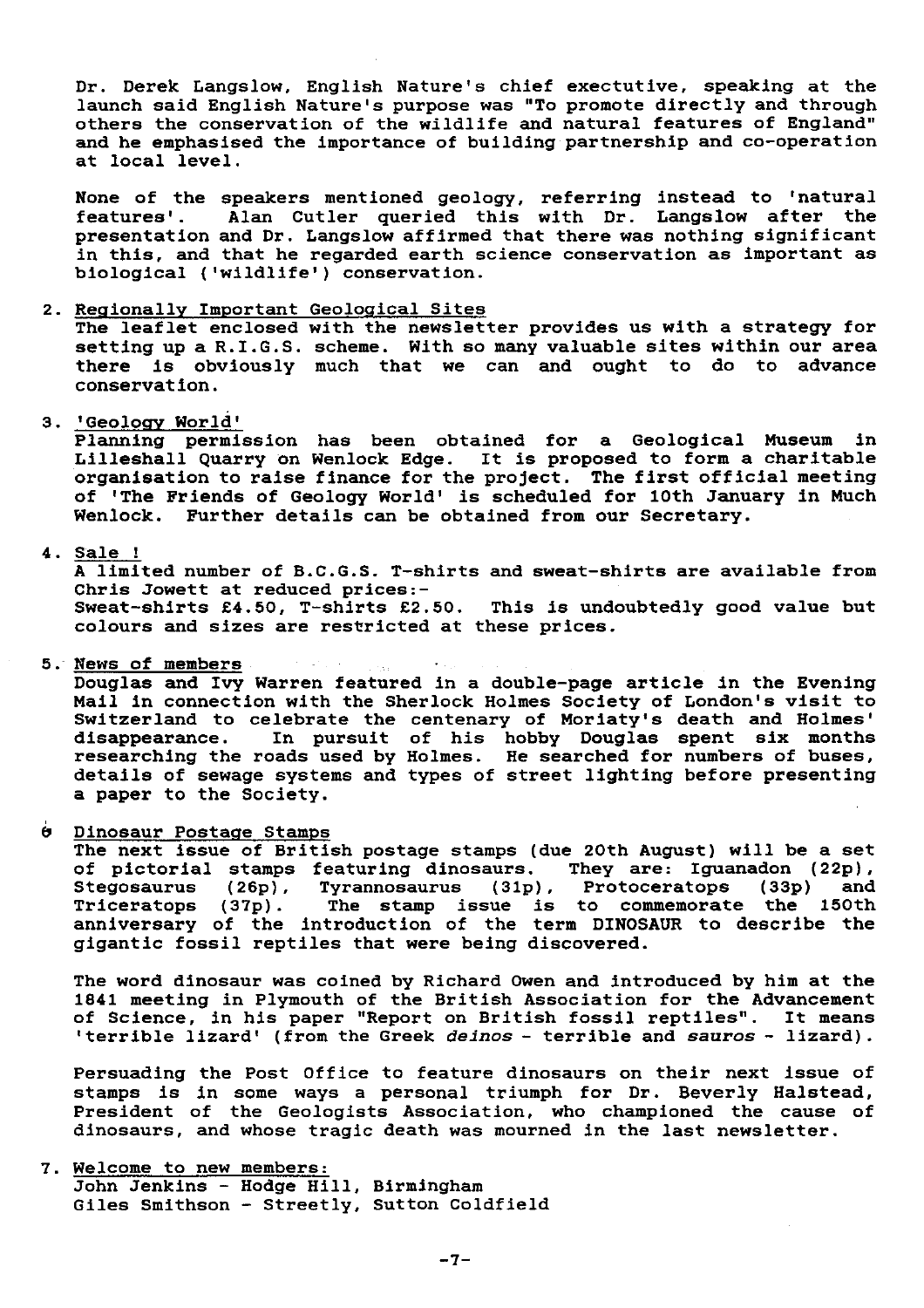Dr. Derek Langslow, English Nature's chief exectutive, speaking at the launch said English Nature's purpose was "To promote directly and through others the conservation of the wildlife and natural features of England" and he emphasised the importance of building partnership and co-operation at local level.

None of the speakers mentioned geology, referring instead to 'natural features'. Alan Cutler queried this with Dr. Langslow after the presentation and Dr. Langslow affirmed that there was nothing significant in this, and that he regarded earth science conservation as important as biological ('wildlife') conservation.

2. <u>Regionally Important Geological Sites</u>
The leaflet enclosed with the newsletter provides us with a strategy for setting up a R.I.G.S. scheme. With so many valuable sites within our area there is obviously much that we can and ought to do to advance conservation.

3. <u>'Geology World'</u>
Planning permission has been obtained for a Geological Museum in Lilleshall Quarry on Wenlock Edge. It is proposed to form a charitable organisation to raise finance for the project. The first official meeting of 'The Friends of Geology World' is scheduled for 10th January in Much Wenlock. Further details can be obtained from our Secretary.

4. <u>Sale !</u>
A limited number of B.C.G.S. T-shirts and sweat-shirts are available from Chris Jowett at reduced prices:-
Sweat-shirts £4.50, T-shirts £2.50. This is undoubtedly good value but colours and sizes are restricted at these prices.

5. <u>News of members</u>
Douglas and Ivy Warren featured in a double-page article in the Evening Mail in connection with the Sherlock Holmes Society of London's visit to Switzerland to celebrate the centenary of Moriaty's death and Holmes' disappearance. In pursuit of his hobby Douglas spent six months researching the roads used by Holmes. He searched for numbers of buses, details of sewage systems and types of street lighting before presenting a paper to the Society.

6 <u>Dinosaur Postage Stamps</u>
The next issue of British postage stamps (due 20th August) will be a set of pictorial stamps featuring dinosaurs. They are: Iguanadon (22p), Stegosaurus (26p), Tyrannosaurus (31p), Protoceratops (33p) and Triceratops (37p). The stamp issue is to commemorate the 150th anniversary of the introduction of the term DINOSAUR to describe the gigantic fossil reptiles that were being discovered.

The word dinosaur was coined by Richard Owen and introduced by him at the 1841 meeting in Plymouth of the British Association for the Advancement of Science, in his paper "Report on British fossil reptiles". It means 'terrible lizard' (from the Greek *deinos* - terrible and *sauros* - lizard).

Persuading the Post Office to feature dinosaurs on their next issue of stamps is in some ways a personal triumph for Dr. Beverly Halstead, President of the Geologists Association, who championed the cause of dinosaurs, and whose tragic death was mourned in the last newsletter.

7. <u>Welcome to new members:</u>
John Jenkins - Hodge Hill, Birmingham
Giles Smithson - Streetly, Sutton Coldfield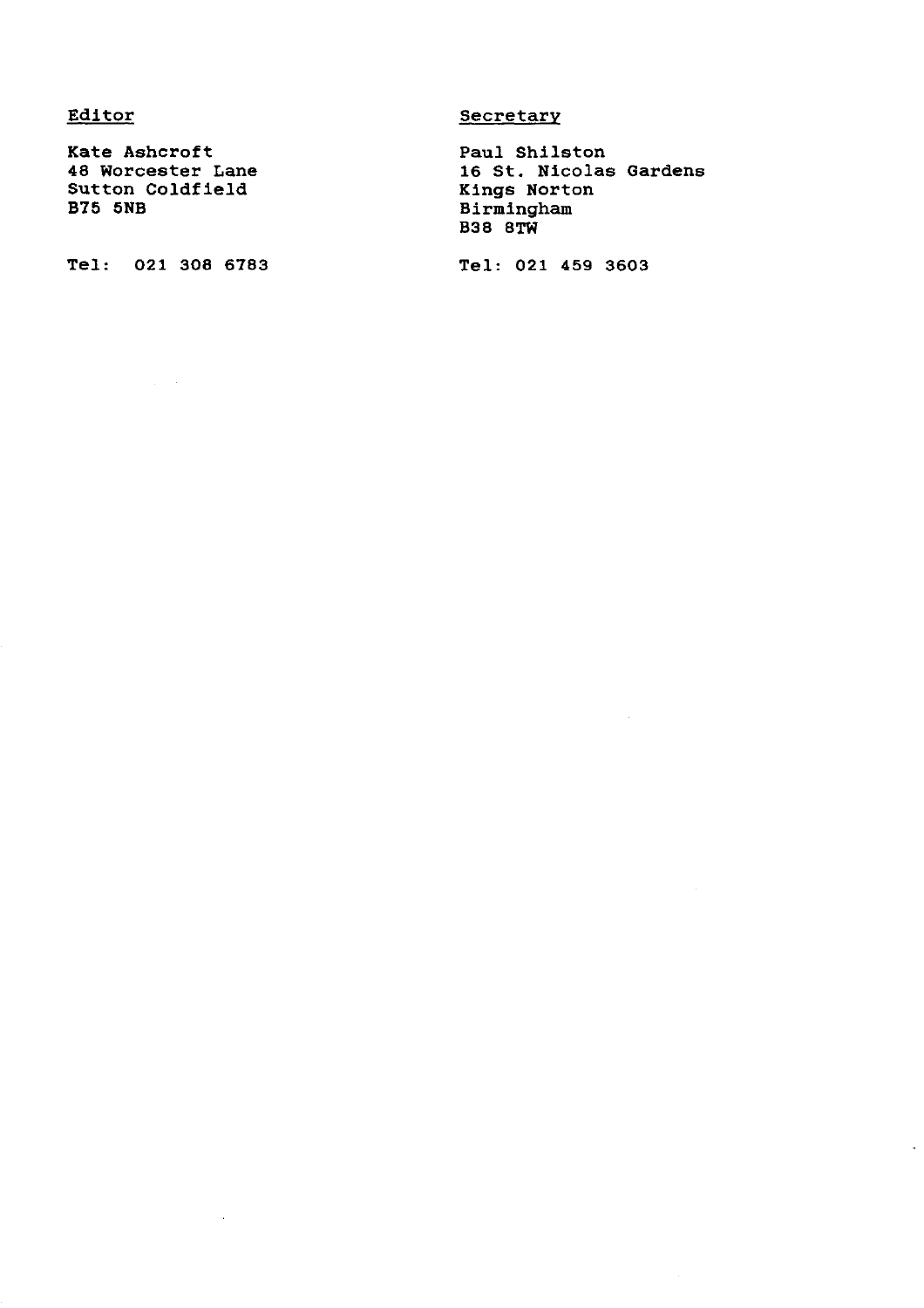Editor

Kate Ashcroft
48 Worcester Lane
Sutton Coldfield
B75 5NB

Tel: 021 308 6783

Secretary

Paul Shilston
16 St. Nicolas Gardens
Kings Norton
Birmingham
B38 8TW

Tel: 021 459 3603